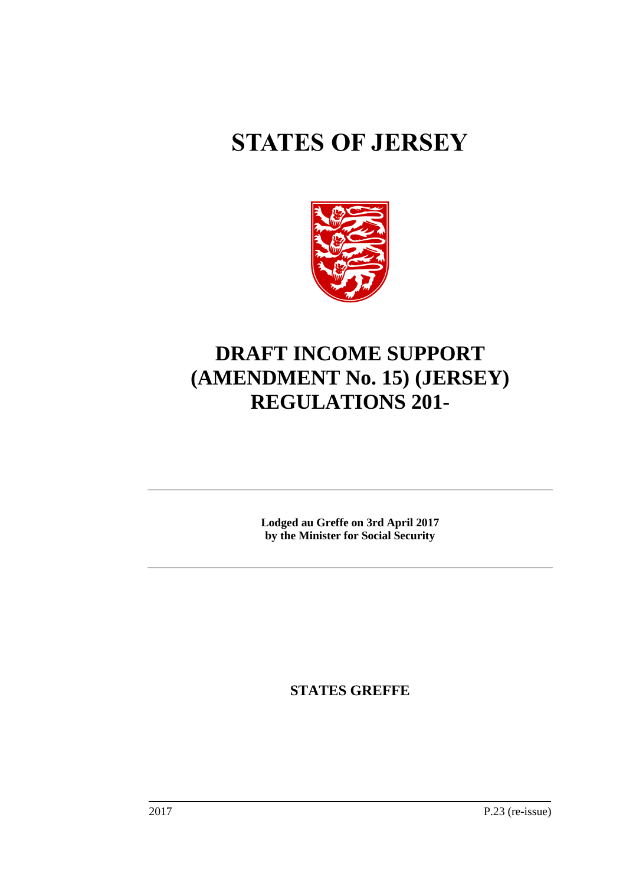# STATES OF JERSEY

# DRAFT INCOME SUPPORT (AMENDMENT No. 15) (JERSEY) REGULATIONS 201-

**Lodged au Greffe on 3rd April 2017**
**by the Minister for Social Security**

**STATES GREFFE**

2017 P.23 (re-issue)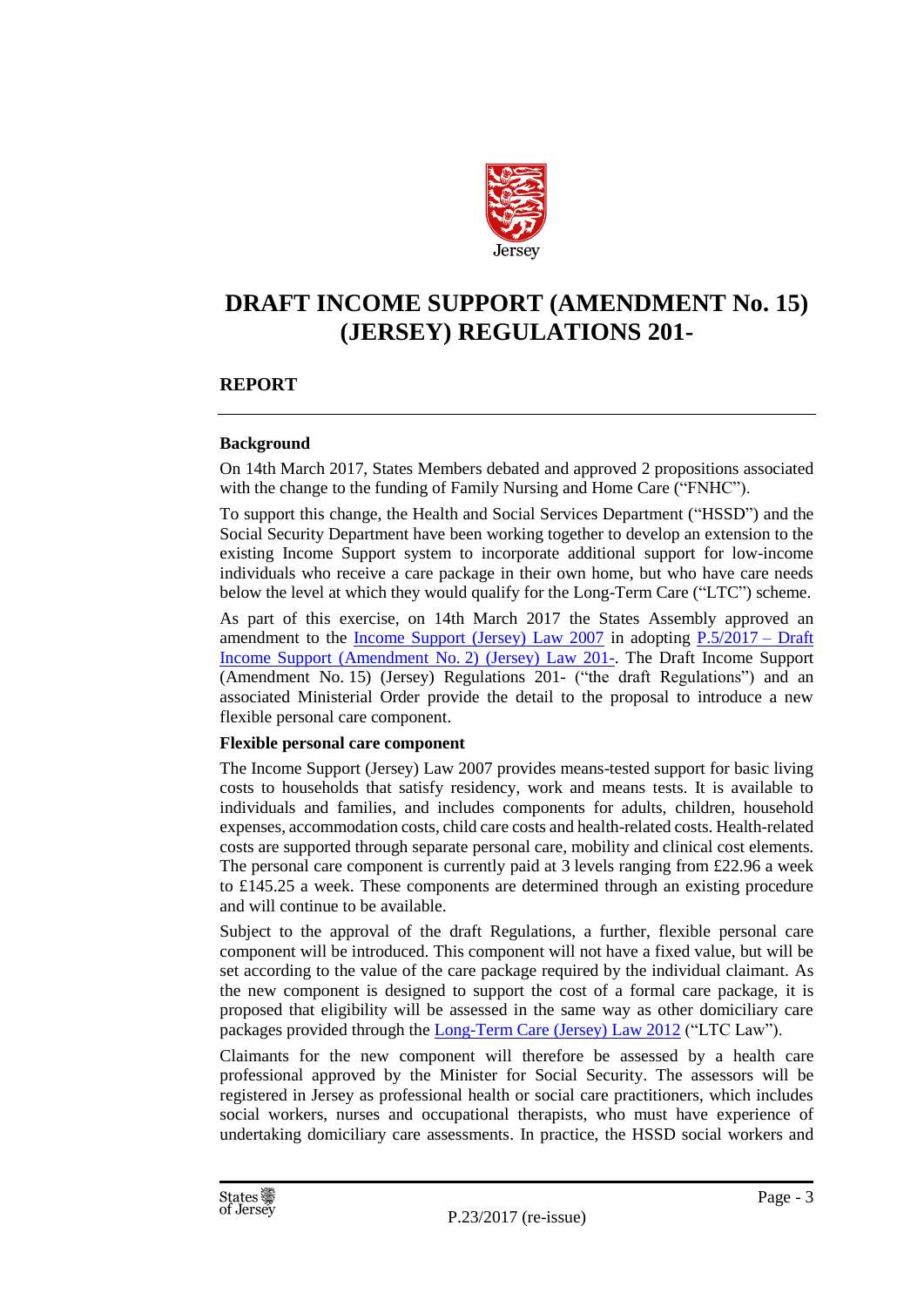# DRAFT INCOME SUPPORT (AMENDMENT No. 15) (JERSEY) REGULATIONS 201-

## REPORT

### Background

On 14th March 2017, States Members debated and approved 2 propositions associated with the change to the funding of Family Nursing and Home Care ("FNHC").

To support this change, the Health and Social Services Department ("HSSD") and the Social Security Department have been working together to develop an extension to the existing Income Support system to incorporate additional support for low-income individuals who receive a care package in their own home, but who have care needs below the level at which they would qualify for the Long-Term Care ("LTC") scheme.

As part of this exercise, on 14th March 2017 the States Assembly approved an amendment to the Income Support (Jersey) Law 2007 in adopting P.5/2017 – Draft Income Support (Amendment No. 2) (Jersey) Law 201-. The Draft Income Support (Amendment No. 15) (Jersey) Regulations 201- ("the draft Regulations") and an associated Ministerial Order provide the detail to the proposal to introduce a new flexible personal care component.

### Flexible personal care component

The Income Support (Jersey) Law 2007 provides means-tested support for basic living costs to households that satisfy residency, work and means tests. It is available to individuals and families, and includes components for adults, children, household expenses, accommodation costs, child care costs and health-related costs. Health-related costs are supported through separate personal care, mobility and clinical cost elements. The personal care component is currently paid at 3 levels ranging from £22.96 a week to £145.25 a week. These components are determined through an existing procedure and will continue to be available.

Subject to the approval of the draft Regulations, a further, flexible personal care component will be introduced. This component will not have a fixed value, but will be set according to the value of the care package required by the individual claimant. As the new component is designed to support the cost of a formal care package, it is proposed that eligibility will be assessed in the same way as other domiciliary care packages provided through the Long-Term Care (Jersey) Law 2012 ("LTC Law").

Claimants for the new component will therefore be assessed by a health care professional approved by the Minister for Social Security. The assessors will be registered in Jersey as professional health or social care practitioners, which includes social workers, nurses and occupational therapists, who must have experience of undertaking domiciliary care assessments. In practice, the HSSD social workers and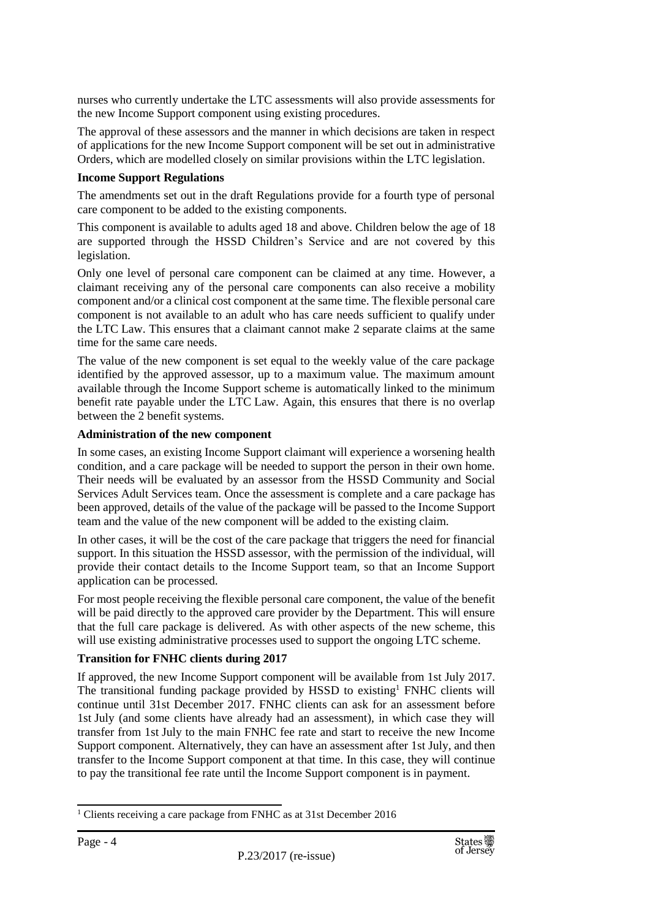nurses who currently undertake the LTC assessments will also provide assessments for the new Income Support component using existing procedures.

The approval of these assessors and the manner in which decisions are taken in respect of applications for the new Income Support component will be set out in administrative Orders, which are modelled closely on similar provisions within the LTC legislation.

**Income Support Regulations**

The amendments set out in the draft Regulations provide for a fourth type of personal care component to be added to the existing components.

This component is available to adults aged 18 and above. Children below the age of 18 are supported through the HSSD Children's Service and are not covered by this legislation.

Only one level of personal care component can be claimed at any time. However, a claimant receiving any of the personal care components can also receive a mobility component and/or a clinical cost component at the same time. The flexible personal care component is not available to an adult who has care needs sufficient to qualify under the LTC Law. This ensures that a claimant cannot make 2 separate claims at the same time for the same care needs.

The value of the new component is set equal to the weekly value of the care package identified by the approved assessor, up to a maximum value. The maximum amount available through the Income Support scheme is automatically linked to the minimum benefit rate payable under the LTC Law. Again, this ensures that there is no overlap between the 2 benefit systems.

**Administration of the new component**

In some cases, an existing Income Support claimant will experience a worsening health condition, and a care package will be needed to support the person in their own home. Their needs will be evaluated by an assessor from the HSSD Community and Social Services Adult Services team. Once the assessment is complete and a care package has been approved, details of the value of the package will be passed to the Income Support team and the value of the new component will be added to the existing claim.

In other cases, it will be the cost of the care package that triggers the need for financial support. In this situation the HSSD assessor, with the permission of the individual, will provide their contact details to the Income Support team, so that an Income Support application can be processed.

For most people receiving the flexible personal care component, the value of the benefit will be paid directly to the approved care provider by the Department. This will ensure that the full care package is delivered. As with other aspects of the new scheme, this will use existing administrative processes used to support the ongoing LTC scheme.

**Transition for FNHC clients during 2017**

If approved, the new Income Support component will be available from 1st July 2017. The transitional funding package provided by HSSD to existing[1] FNHC clients will continue until 31st December 2017. FNHC clients can ask for an assessment before 1st July (and some clients have already had an assessment), in which case they will transfer from 1st July to the main FNHC fee rate and start to receive the new Income Support component. Alternatively, they can have an assessment after 1st July, and then transfer to the Income Support component at that time. In this case, they will continue to pay the transitional fee rate until the Income Support component is in payment.

[1] Clients receiving a care package from FNHC as at 31st December 2016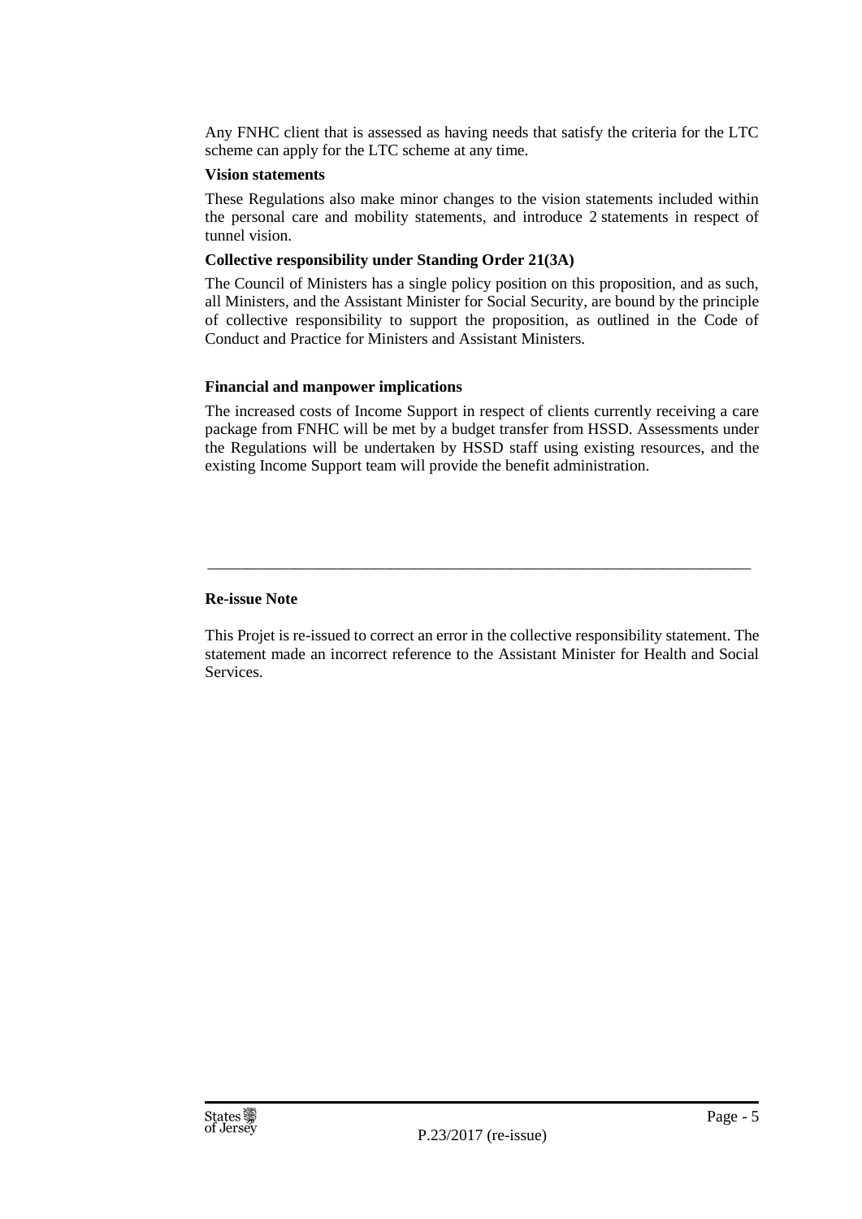Any FNHC client that is assessed as having needs that satisfy the criteria for the LTC scheme can apply for the LTC scheme at any time.

**Vision statements**

These Regulations also make minor changes to the vision statements included within the personal care and mobility statements, and introduce 2 statements in respect of tunnel vision.

**Collective responsibility under Standing Order 21(3A)**

The Council of Ministers has a single policy position on this proposition, and as such, all Ministers, and the Assistant Minister for Social Security, are bound by the principle of collective responsibility to support the proposition, as outlined in the Code of Conduct and Practice for Ministers and Assistant Ministers.

**Financial and manpower implications**

The increased costs of Income Support in respect of clients currently receiving a care package from FNHC will be met by a budget transfer from HSSD. Assessments under the Regulations will be undertaken by HSSD staff using existing resources, and the existing Income Support team will provide the benefit administration.

---

**Re-issue Note**

This Projet is re-issued to correct an error in the collective responsibility statement. The statement made an incorrect reference to the Assistant Minister for Health and Social Services.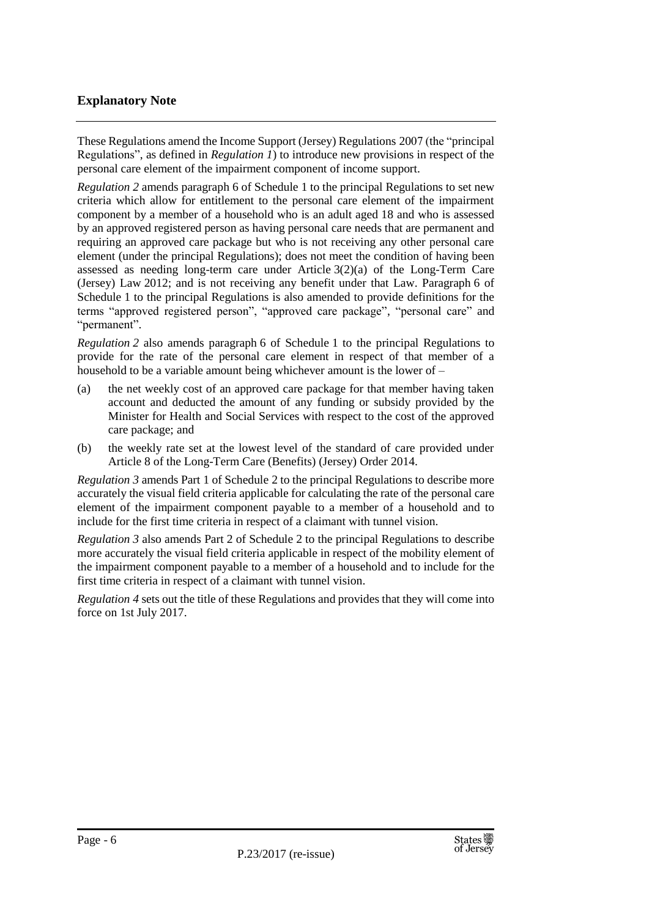## Explanatory Note

These Regulations amend the Income Support (Jersey) Regulations 2007 (the "principal Regulations", as defined in *Regulation 1*) to introduce new provisions in respect of the personal care element of the impairment component of income support.

*Regulation 2* amends paragraph 6 of Schedule 1 to the principal Regulations to set new criteria which allow for entitlement to the personal care element of the impairment component by a member of a household who is an adult aged 18 and who is assessed by an approved registered person as having personal care needs that are permanent and requiring an approved care package but who is not receiving any other personal care element (under the principal Regulations); does not meet the condition of having been assessed as needing long-term care under Article 3(2)(a) of the Long-Term Care (Jersey) Law 2012; and is not receiving any benefit under that Law. Paragraph 6 of Schedule 1 to the principal Regulations is also amended to provide definitions for the terms "approved registered person", "approved care package", "personal care" and "permanent".

*Regulation 2* also amends paragraph 6 of Schedule 1 to the principal Regulations to provide for the rate of the personal care element in respect of that member of a household to be a variable amount being whichever amount is the lower of –

(a) the net weekly cost of an approved care package for that member having taken account and deducted the amount of any funding or subsidy provided by the Minister for Health and Social Services with respect to the cost of the approved care package; and

(b) the weekly rate set at the lowest level of the standard of care provided under Article 8 of the Long-Term Care (Benefits) (Jersey) Order 2014.

*Regulation 3* amends Part 1 of Schedule 2 to the principal Regulations to describe more accurately the visual field criteria applicable for calculating the rate of the personal care element of the impairment component payable to a member of a household and to include for the first time criteria in respect of a claimant with tunnel vision.

*Regulation 3* also amends Part 2 of Schedule 2 to the principal Regulations to describe more accurately the visual field criteria applicable in respect of the mobility element of the impairment component payable to a member of a household and to include for the first time criteria in respect of a claimant with tunnel vision.

*Regulation 4* sets out the title of these Regulations and provides that they will come into force on 1st July 2017.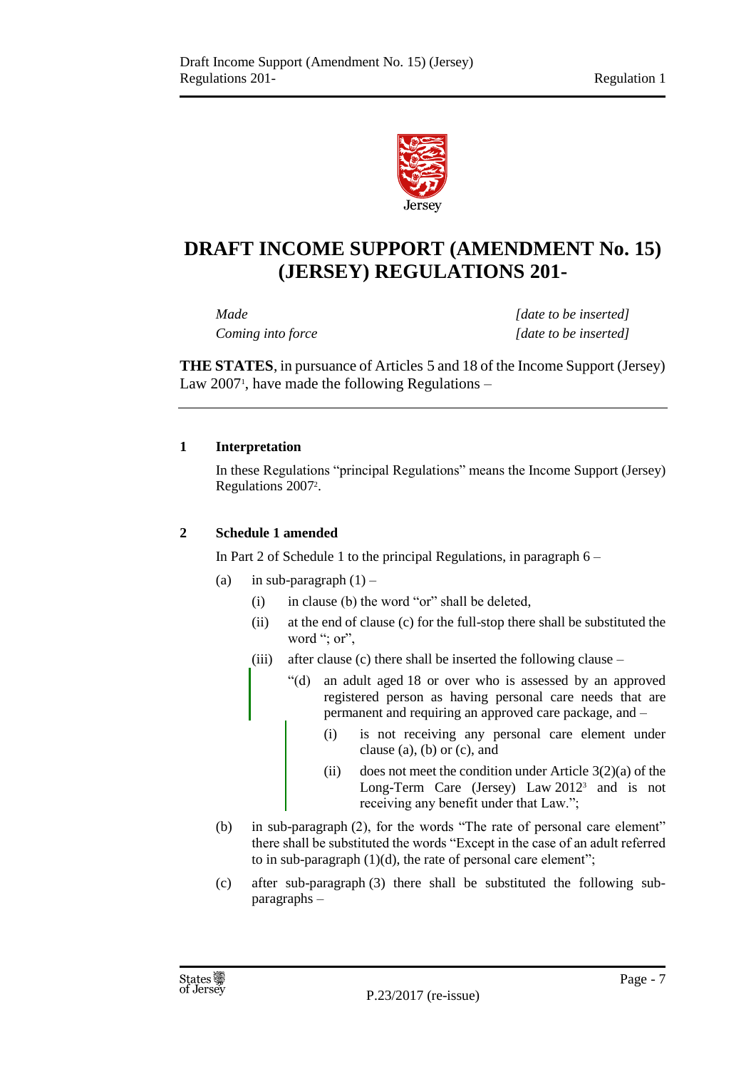# DRAFT INCOME SUPPORT (AMENDMENT No. 15) (JERSEY) REGULATIONS 201-

| | |
|---|---|
| *Made* | *[date to be inserted]* |
| *Coming into force* | *[date to be inserted]* |

**THE STATES**, in pursuance of Articles 5 and 18 of the Income Support (Jersey) Law 2007[1], have made the following Regulations –

## 1 Interpretation

In these Regulations "principal Regulations" means the Income Support (Jersey) Regulations 2007[2].

## 2 Schedule 1 amended

In Part 2 of Schedule 1 to the principal Regulations, in paragraph 6 –

(a) in sub-paragraph (1) –

(i) in clause (b) the word "or" shall be deleted,

(ii) at the end of clause (c) for the full-stop there shall be substituted the word "; or",

(iii) after clause (c) there shall be inserted the following clause –

"(d) an adult aged 18 or over who is assessed by an approved registered person as having personal care needs that are permanent and requiring an approved care package, and –

(i) is not receiving any personal care element under clause (a), (b) or (c), and

(ii) does not meet the condition under Article 3(2)(a) of the Long-Term Care (Jersey) Law 2012[3] and is not receiving any benefit under that Law.";

(b) in sub-paragraph (2), for the words "The rate of personal care element" there shall be substituted the words "Except in the case of an adult referred to in sub-paragraph (1)(d), the rate of personal care element";

(c) after sub-paragraph (3) there shall be substituted the following sub-paragraphs –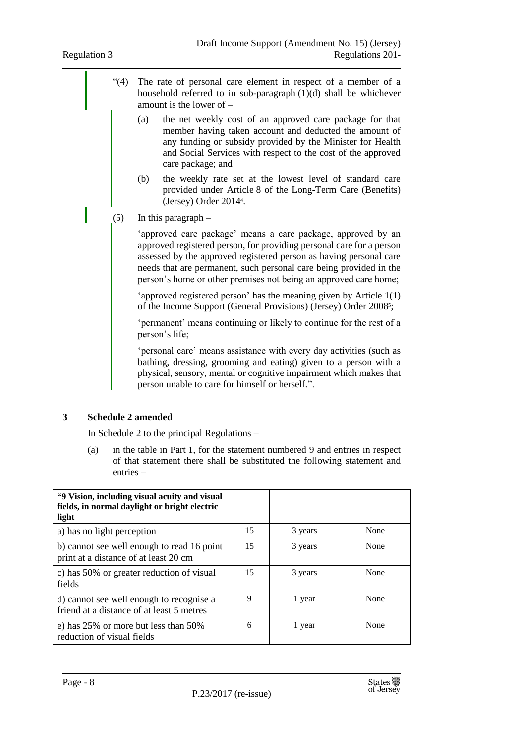"(4) The rate of personal care element in respect of a member of a household referred to in sub-paragraph (1)(d) shall be whichever amount is the lower of –

(a) the net weekly cost of an approved care package for that member having taken account and deducted the amount of any funding or subsidy provided by the Minister for Health and Social Services with respect to the cost of the approved care package; and

(b) the weekly rate set at the lowest level of standard care provided under Article 8 of the Long-Term Care (Benefits) (Jersey) Order 2014[4].

(5) In this paragraph –

'approved care package' means a care package, approved by an approved registered person, for providing personal care for a person assessed by the approved registered person as having personal care needs that are permanent, such personal care being provided in the person's home or other premises not being an approved care home;

'approved registered person' has the meaning given by Article 1(1) of the Income Support (General Provisions) (Jersey) Order 2008[5];

'permanent' means continuing or likely to continue for the rest of a person's life;

'personal care' means assistance with every day activities (such as bathing, dressing, grooming and eating) given to a person with a physical, sensory, mental or cognitive impairment which makes that person unable to care for himself or herself.".

## 3 Schedule 2 amended

In Schedule 2 to the principal Regulations –

(a) in the table in Part 1, for the statement numbered 9 and entries in respect of that statement there shall be substituted the following statement and entries –

| "9 Vision, including visual acuity and visual fields, in normal daylight or bright electric light | | | |
|---|---|---|---|
| a) has no light perception | 15 | 3 years | None |
| b) cannot see well enough to read 16 point print at a distance of at least 20 cm | 15 | 3 years | None |
| c) has 50% or greater reduction of visual fields | 15 | 3 years | None |
| d) cannot see well enough to recognise a friend at a distance of at least 5 metres | 9 | 1 year | None |
| e) has 25% or more but less than 50% reduction of visual fields | 6 | 1 year | None |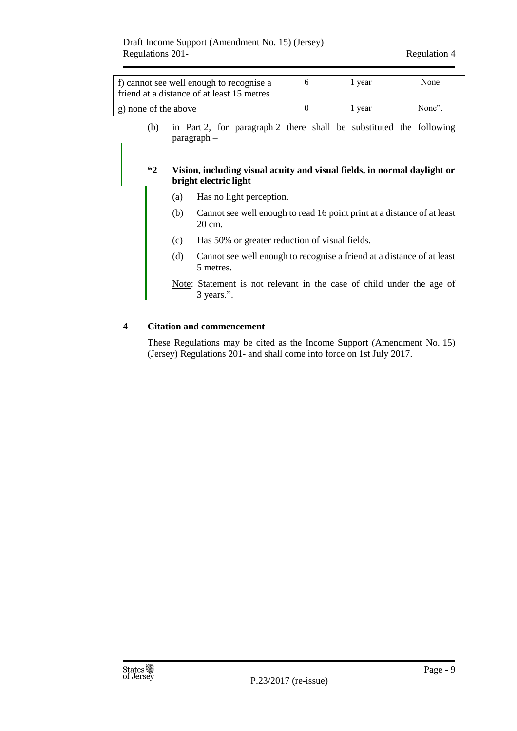| f) cannot see well enough to recognise a friend at a distance of at least 15 metres | 6 | 1 year | None |
|---|---|---|---|
| g) none of the above | 0 | 1 year | None". |

(b) in Part 2, for paragraph 2 there shall be substituted the following paragraph –

**"2 Vision, including visual acuity and visual fields, in normal daylight or bright electric light**

(a) Has no light perception.

(b) Cannot see well enough to read 16 point print at a distance of at least 20 cm.

(c) Has 50% or greater reduction of visual fields.

(d) Cannot see well enough to recognise a friend at a distance of at least 5 metres.

Note: Statement is not relevant in the case of child under the age of 3 years.".

## 4 Citation and commencement

These Regulations may be cited as the Income Support (Amendment No. 15) (Jersey) Regulations 201- and shall come into force on 1st July 2017.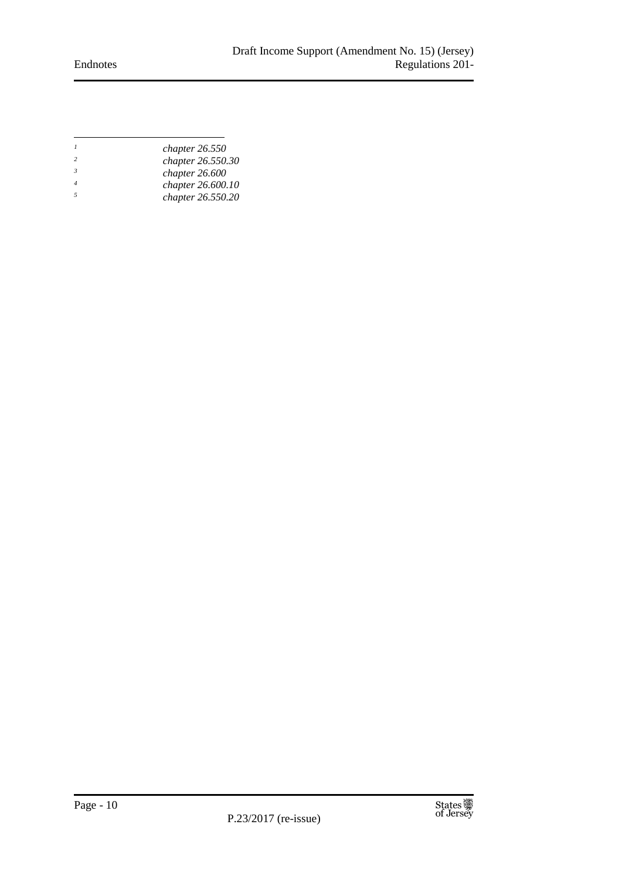[1] *chapter 26.550*
[2] *chapter 26.550.30*
[3] *chapter 26.600*
[4] *chapter 26.600.10*
[5] *chapter 26.550.20*